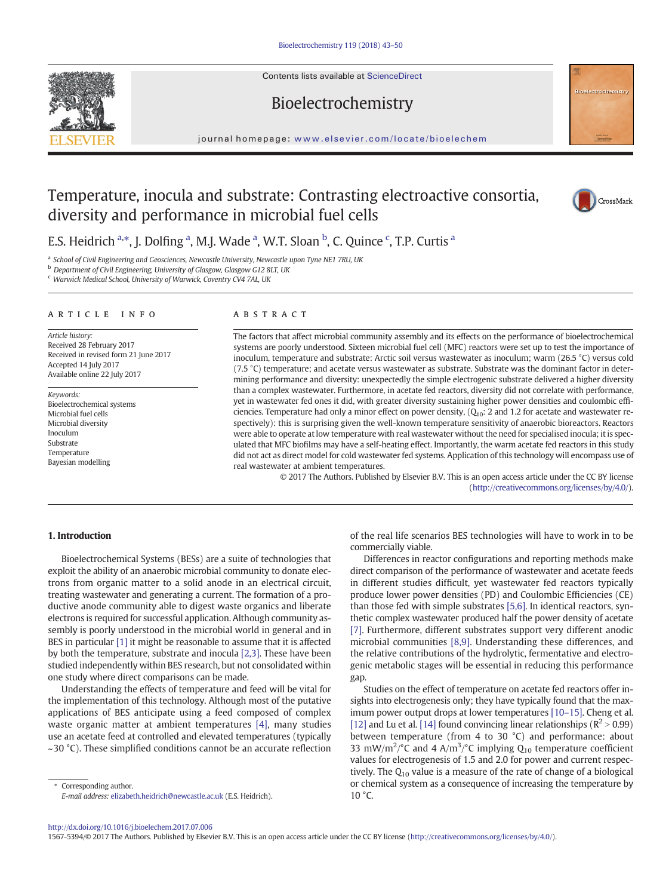# Temperature, inocula and substrate: Contrasting electroactive consortia, diversity and performance in microbial fuel cells

E.S. Heidrich [a,*], J. Dolfing [a], M.J. Wade [a], W.T. Sloan [b], C. Quince [c], T.P. Curtis [a]

[a] School of Civil Engineering and Geosciences, Newcastle University, Newcastle upon Tyne NE1 7RU, UK
[b] Department of Civil Engineering, University of Glasgow, Glasgow G12 8LT, UK
[c] Warwick Medical School, University of Warwick, Coventry CV4 7AL, UK

## ARTICLE INFO

*Article history:*
Received 28 February 2017
Received in revised form 21 June 2017
Accepted 14 July 2017
Available online 22 July 2017

*Keywords:*
Bioelectrochemical systems
Microbial fuel cells
Microbial diversity
Inoculum
Substrate
Temperature
Bayesian modelling

## ABSTRACT

The factors that affect microbial community assembly and its effects on the performance of bioelectrochemical systems are poorly understood. Sixteen microbial fuel cell (MFC) reactors were set up to test the importance of inoculum, temperature and substrate: Arctic soil versus wastewater as inoculum; warm (26.5 °C) versus cold (7.5 °C) temperature; and acetate versus wastewater as substrate. Substrate was the dominant factor in determining performance and diversity: unexpectedly the simple electrogenic substrate delivered a higher diversity than a complex wastewater. Furthermore, in acetate fed reactors, diversity did not correlate with performance, yet in wastewater fed ones it did, with greater diversity sustaining higher power densities and coulombic efficiencies. Temperature had only a minor effect on power density, ($Q_{10}$: 2 and 1.2 for acetate and wastewater respectively): this is surprising given the well-known temperature sensitivity of anaerobic bioreactors. Reactors were able to operate at low temperature with real wastewater without the need for specialised inocula; it is speculated that MFC biofilms may have a self-heating effect. Importantly, the warm acetate fed reactors in this study did not act as direct model for cold wastewater fed systems. Application of this technology will encompass use of real wastewater at ambient temperatures.

© 2017 The Authors. Published by Elsevier B.V. This is an open access article under the CC BY license (http://creativecommons.org/licenses/by/4.0/).

## 1. Introduction

Bioelectrochemical Systems (BESs) are a suite of technologies that exploit the ability of an anaerobic microbial community to donate electrons from organic matter to a solid anode in an electrical circuit, treating wastewater and generating a current. The formation of a productive anode community able to digest waste organics and liberate electrons is required for successful application. Although community assembly is poorly understood in the microbial world in general and in BES in particular [1] it might be reasonable to assume that it is affected by both the temperature, substrate and inocula [2,3]. These have been studied independently within BES research, but not consolidated within one study where direct comparisons can be made.

Understanding the effects of temperature and feed will be vital for the implementation of this technology. Although most of the putative applications of BES anticipate using a feed composed of complex waste organic matter at ambient temperatures [4], many studies use an acetate feed at controlled and elevated temperatures (typically ~30 °C). These simplified conditions cannot be an accurate reflection of the real life scenarios BES technologies will have to work in to be commercially viable.

Differences in reactor configurations and reporting methods make direct comparison of the performance of wastewater and acetate feeds in different studies difficult, yet wastewater fed reactors typically produce lower power densities (PD) and Coulombic Efficiencies (CE) than those fed with simple substrates [5,6]. In identical reactors, synthetic complex wastewater produced half the power density of acetate [7]. Furthermore, different substrates support very different anodic microbial communities [8,9]. Understanding these differences, and the relative contributions of the hydrolytic, fermentative and electrogenic metabolic stages will be essential in reducing this performance gap.

Studies on the effect of temperature on acetate fed reactors offer insights into electrogenesis only; they have typically found that the maximum power output drops at lower temperatures [10–15]. Cheng et al. [12] and Lu et al. [14] found convincing linear relationships ($R^2 > 0.99$) between temperature (from 4 to 30 °C) and performance: about 33 $mW/m^2/°C$ and 4 $A/m^3/°C$ implying $Q_{10}$ temperature coefficient values for electrogenesis of 1.5 and 2.0 for power and current respectively. The $Q_{10}$ value is a measure of the rate of change of a biological or chemical system as a consequence of increasing the temperature by 10 °C.

* Corresponding author.
*E-mail address:* elizabeth.heidrich@newcastle.ac.uk (E.S. Heidrich).

http://dx.doi.org/10.1016/j.bioelechem.2017.07.006
1567-5394/© 2017 The Authors. Published by Elsevier B.V. This is an open access article under the CC BY license (http://creativecommons.org/licenses/by/4.0/).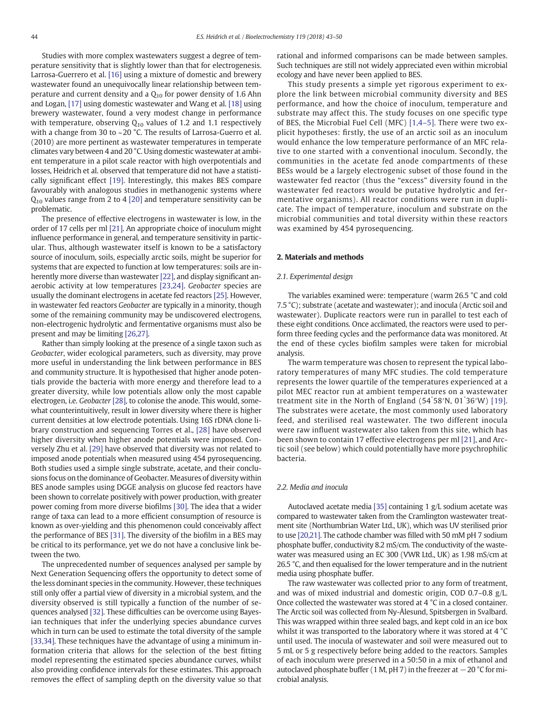Studies with more complex wastewaters suggest a degree of temperature sensitivity that is slightly lower than that for electrogenesis. Larrosa-Guerrero et al. [16] using a mixture of domestic and brewery wastewater found an unequivocally linear relationship between temperature and current density and a $Q_{10}$ for power density of 1.6 Ahn and Logan, [17] using domestic wastewater and Wang et al. [18] using brewery wastewater, found a very modest change in performance with temperature, observing $Q_{10}$ values of 1.2 and 1.1 respectively with a change from 30 to ~20 °C. The results of Larrosa-Guerro et al. (2010) are more pertinent as wastewater temperatures in temperate climates vary between 4 and 20 °C. Using domestic wastewater at ambient temperature in a pilot scale reactor with high overpotentials and losses, Heidrich et al. observed that temperature did not have a statistically significant effect [19]. Interestingly, this makes BES compare favourably with analogous studies in methanogenic systems where $Q_{10}$ values range from 2 to 4 [20] and temperature sensitivity can be problematic.

The presence of effective electrogens in wastewater is low, in the order of 17 cells per ml [21]. An appropriate choice of inoculum might influence performance in general, and temperature sensitivity in particular. Thus, although wastewater itself is known to be a satisfactory source of inoculum, soils, especially arctic soils, might be superior for systems that are expected to function at low temperatures: soils are inherently more diverse than wastewater [22], and display significant anaerobic activity at low temperatures [23,24]. *Geobacter* species are usually the dominant electrogens in acetate fed reactors [25]. However, in wastewater fed reactors *Geobacter* are typically in a minority, though some of the remaining community may be undiscovered electrogens, non-electrogenic hydrolytic and fermentative organisms must also be present and may be limiting [26,27].

Rather than simply looking at the presence of a single taxon such as *Geobacter*, wider ecological parameters, such as diversity, may prove more useful in understanding the link between performance in BES and community structure. It is hypothesised that higher anode potentials provide the bacteria with more energy and therefore lead to a greater diversity, while low potentials allow only the most capable electrogen, i.e. *Geobacter* [28], to colonise the anode. This would, somewhat counterintuitively, result in lower diversity where there is higher current densities at low electrode potentials. Using 16S rDNA clone library construction and sequencing Torres et al., [28] have observed higher diversity when higher anode potentials were imposed. Conversely Zhu et al. [29] have observed that diversity was not related to imposed anode potentials when measured using 454 pyrosequencing. Both studies used a simple single substrate, acetate, and their conclusions focus on the dominance of Geobacter. Measures of diversity within BES anode samples using DGGE analysis on glucose fed reactors have been shown to correlate positively with power production, with greater power coming from more diverse biofilms [30]. The idea that a wider range of taxa can lead to a more efficient consumption of resource is known as over-yielding and this phenomenon could conceivably affect the performance of BES [31]. The diversity of the biofilm in a BES may be critical to its performance, yet we do not have a conclusive link between the two.

The unprecedented number of sequences analysed per sample by Next Generation Sequencing offers the opportunity to detect some of the less dominant species in the community. However, these techniques still only offer a partial view of diversity in a microbial system, and the diversity observed is still typically a function of the number of sequences analysed [32]. These difficulties can be overcome using Bayesian techniques that infer the underlying species abundance curves which in turn can be used to estimate the total diversity of the sample [33,34]. These techniques have the advantage of using a minimum information criteria that allows for the selection of the best fitting model representing the estimated species abundance curves, whilst also providing confidence intervals for these estimates. This approach removes the effect of sampling depth on the diversity value so that rational and informed comparisons can be made between samples. Such techniques are still not widely appreciated even within microbial ecology and have never been applied to BES.

This study presents a simple yet rigorous experiment to explore the link between microbial community diversity and BES performance, and how the choice of inoculum, temperature and substrate may affect this. The study focuses on one specific type of BES, the Microbial Fuel Cell (MFC) [1,4–5]. There were two explicit hypotheses: firstly, the use of an arctic soil as an inoculum would enhance the low temperature performance of an MFC relative to one started with a conventional inoculum. Secondly, the communities in the acetate fed anode compartments of these BESs would be a largely electrogenic subset of those found in the wastewater fed reactor (thus the "excess" diversity found in the wastewater fed reactors would be putative hydrolytic and fermentative organisms). All reactor conditions were run in duplicate. The impact of temperature, inoculum and substrate on the microbial communities and total diversity within these reactors was examined by 454 pyrosequencing.

## 2. Materials and methods

### 2.1. Experimental design

The variables examined were: temperature (warm 26.5 °C and cold 7.5 °C); substrate (acetate and wastewater); and inocula (Arctic soil and wastewater). Duplicate reactors were run in parallel to test each of these eight conditions. Once acclimated, the reactors were used to perform three feeding cycles and the performance data was monitored. At the end of these cycles biofilm samples were taken for microbial analysis.

The warm temperature was chosen to represent the typical laboratory temperatures of many MFC studies. The cold temperature represents the lower quartile of the temperatures experienced at a pilot MEC reactor run at ambient temperatures on a wastewater treatment site in the North of England (54°58′N, 01°36′W) [19]. The substrates were acetate, the most commonly used laboratory feed, and sterilised real wastewater. The two different inocula were raw influent wastewater also taken from this site, which has been shown to contain 17 effective electrogens per ml [21], and Arctic soil (see below) which could potentially have more psychrophilic bacteria.

### 2.2. Media and inocula

Autoclaved acetate media [35] containing 1 g/L sodium acetate was compared to wastewater taken from the Cramlington wastewater treatment site (Northumbrian Water Ltd., UK), which was UV sterilised prior to use [20,21]. The cathode chamber was filled with 50 mM pH 7 sodium phosphate buffer, conductivity 8.2 mS/cm. The conductivity of the wastewater was measured using an EC 300 (VWR Ltd., UK) as 1.98 mS/cm at 26.5 °C, and then equalised for the lower temperature and in the nutrient media using phosphate buffer.

The raw wastewater was collected prior to any form of treatment, and was of mixed industrial and domestic origin, COD 0.7–0.8 g/L. Once collected the wastewater was stored at 4 °C in a closed container. The Arctic soil was collected from Ny-Ålesund, Spitsbergen in Svalbard. This was wrapped within three sealed bags, and kept cold in an ice box whilst it was transported to the laboratory where it was stored at 4 °C until used. The inocula of wastewater and soil were measured out to 5 mL or 5 g respectively before being added to the reactors. Samples of each inoculum were preserved in a 50:50 in a mix of ethanol and autoclaved phosphate buffer (1 M, pH 7) in the freezer at −20 °C for microbial analysis.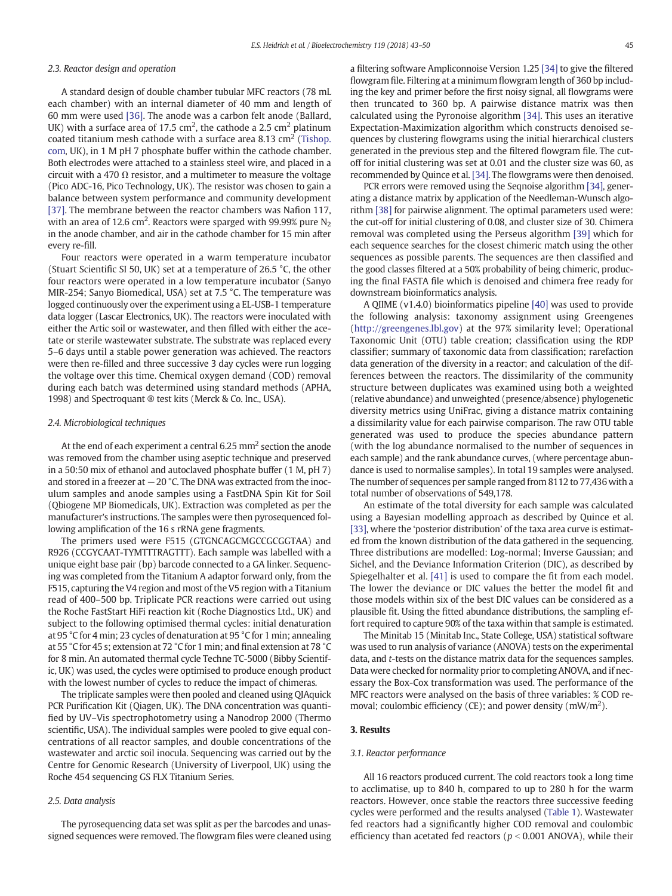### 2.3. Reactor design and operation

A standard design of double chamber tubular MFC reactors (78 mL each chamber) with an internal diameter of 40 mm and length of 60 mm were used [36]. The anode was a carbon felt anode (Ballard, UK) with a surface area of 17.5 $cm^2$, the cathode a 2.5 $cm^2$ platinum coated titanium mesh cathode with a surface area 8.13 $cm^2$ (Tishop.com, UK), in 1 M pH 7 phosphate buffer within the cathode chamber. Both electrodes were attached to a stainless steel wire, and placed in a circuit with a 470 Ω resistor, and a multimeter to measure the voltage (Pico ADC-16, Pico Technology, UK). The resistor was chosen to gain a balance between system performance and community development [37]. The membrane between the reactor chambers was Nafion 117, with an area of 12.6 $cm^2$. Reactors were sparged with 99.99% pure $N_2$ in the anode chamber, and air in the cathode chamber for 15 min after every re-fill.

Four reactors were operated in a warm temperature incubator (Stuart Scientific SI 50, UK) set at a temperature of 26.5 °C, the other four reactors were operated in a low temperature incubator (Sanyo MIR-254; Sanyo Biomedical, USA) set at 7.5 °C. The temperature was logged continuously over the experiment using a EL-USB-1 temperature data logger (Lascar Electronics, UK). The reactors were inoculated with either the Artic soil or wastewater, and then filled with either the acetate or sterile wastewater substrate. The substrate was replaced every 5–6 days until a stable power generation was achieved. The reactors were then re-filled and three successive 3 day cycles were run logging the voltage over this time. Chemical oxygen demand (COD) removal during each batch was determined using standard methods (APHA, 1998) and Spectroquant ® test kits (Merck & Co. Inc., USA).

### 2.4. Microbiological techniques

At the end of each experiment a central 6.25 $mm^2$ section the anode was removed from the chamber using aseptic technique and preserved in a 50:50 mix of ethanol and autoclaved phosphate buffer (1 M, pH 7) and stored in a freezer at −20 °C. The DNA was extracted from the inoculum samples and anode samples using a FastDNA Spin Kit for Soil (Qbiogene MP Biomedicals, UK). Extraction was completed as per the manufacturer's instructions. The samples were then pyrosequenced following amplification of the 16 s rRNA gene fragments.

The primers used were F515 (GTGNCAGCMGCCGCGGTAA) and R926 (CCGYCAAT-TYMTTTRAGTTT). Each sample was labelled with a unique eight base pair (bp) barcode connected to a GA linker. Sequencing was completed from the Titanium A adaptor forward only, from the F515, capturing the V4 region and most of the V5 region with a Titanium read of 400–500 bp. Triplicate PCR reactions were carried out using the Roche FastStart HiFi reaction kit (Roche Diagnostics Ltd., UK) and subject to the following optimised thermal cycles: initial denaturation at 95 °C for 4 min; 23 cycles of denaturation at 95 °C for 1 min; annealing at 55 °C for 45 s; extension at 72 °C for 1 min; and final extension at 78 °C for 8 min. An automated thermal cycle Techne TC-5000 (Bibby Scientific, UK) was used, the cycles were optimised to produce enough product with the lowest number of cycles to reduce the impact of chimeras.

The triplicate samples were then pooled and cleaned using QIAquick PCR Purification Kit (Qiagen, UK). The DNA concentration was quantified by UV–Vis spectrophotometry using a Nanodrop 2000 (Thermo scientific, USA). The individual samples were pooled to give equal concentrations of all reactor samples, and double concentrations of the wastewater and arctic soil inocula. Sequencing was carried out by the Centre for Genomic Research (University of Liverpool, UK) using the Roche 454 sequencing GS FLX Titanium Series.

### 2.5. Data analysis

The pyrosequencing data set was split as per the barcodes and unassigned sequences were removed. The flowgram files were cleaned using a filtering software Ampliconnoise Version 1.25 [34] to give the filtered flowgram file. Filtering at a minimum flowgram length of 360 bp including the key and primer before the first noisy signal, all flowgrams were then truncated to 360 bp. A pairwise distance matrix was then calculated using the Pyronoise algorithm [34]. This uses an iterative Expectation-Maximization algorithm which constructs denoised sequences by clustering flowgrams using the initial hierarchical clusters generated in the previous step and the filtered flowgram file. The cut-off for initial clustering was set at 0.01 and the cluster size was 60, as recommended by Quince et al. [34]. The flowgrams were then denoised.

PCR errors were removed using the Seqnoise algorithm [34], generating a distance matrix by application of the Needleman-Wunsch algorithm [38] for pairwise alignment. The optimal parameters used were: the cut-off for initial clustering of 0.08, and cluster size of 30. Chimera removal was completed using the Perseus algorithm [39] which for each sequence searches for the closest chimeric match using the other sequences as possible parents. The sequences are then classified and the good classes filtered at a 50% probability of being chimeric, producing the final FASTA file which is denoised and chimera free ready for downstream bioinformatics analysis.

A QIIME (v1.4.0) bioinformatics pipeline [40] was used to provide the following analysis: taxonomy assignment using Greengenes (http://greengenes.lbl.gov) at the 97% similarity level; Operational Taxonomic Unit (OTU) table creation; classification using the RDP classifier; summary of taxonomic data from classification; rarefaction data generation of the diversity in a reactor; and calculation of the differences between the reactors. The dissimilarity of the community structure between duplicates was examined using both a weighted (relative abundance) and unweighted (presence/absence) phylogenetic diversity metrics using UniFrac, giving a distance matrix containing a dissimilarity value for each pairwise comparison. The raw OTU table generated was used to produce the species abundance pattern (with the log abundance normalised to the number of sequences in each sample) and the rank abundance curves, (where percentage abundance is used to normalise samples). In total 19 samples were analysed. The number of sequences per sample ranged from 8112 to 77,436 with a total number of observations of 549,178.

An estimate of the total diversity for each sample was calculated using a Bayesian modelling approach as described by Quince et al. [33], where the 'posterior distribution' of the taxa area curve is estimated from the known distribution of the data gathered in the sequencing. Three distributions are modelled: Log-normal; Inverse Gaussian; and Sichel, and the Deviance Information Criterion (DIC), as described by Spiegelhalter et al. [41] is used to compare the fit from each model. The lower the deviance or DIC values the better the model fit and those models within six of the best DIC values can be considered as a plausible fit. Using the fitted abundance distributions, the sampling effort required to capture 90% of the taxa within that sample is estimated.

The Minitab 15 (Minitab Inc., State College, USA) statistical software was used to run analysis of variance (ANOVA) tests on the experimental data, and t-tests on the distance matrix data for the sequences samples. Data were checked for normality prior to completing ANOVA, and if necessary the Box-Cox transformation was used. The performance of the MFC reactors were analysed on the basis of three variables: % COD removal; coulombic efficiency (CE); and power density ($mW/m^2$).

## 3. Results

### 3.1. Reactor performance

All 16 reactors produced current. The cold reactors took a long time to acclimatise, up to 840 h, compared to up to 280 h for the warm reactors. However, once stable the reactors three successive feeding cycles were performed and the results analysed (Table 1). Wastewater fed reactors had a significantly higher COD removal and coulombic efficiency than acetated fed reactors ($p < 0.001$ ANOVA), while their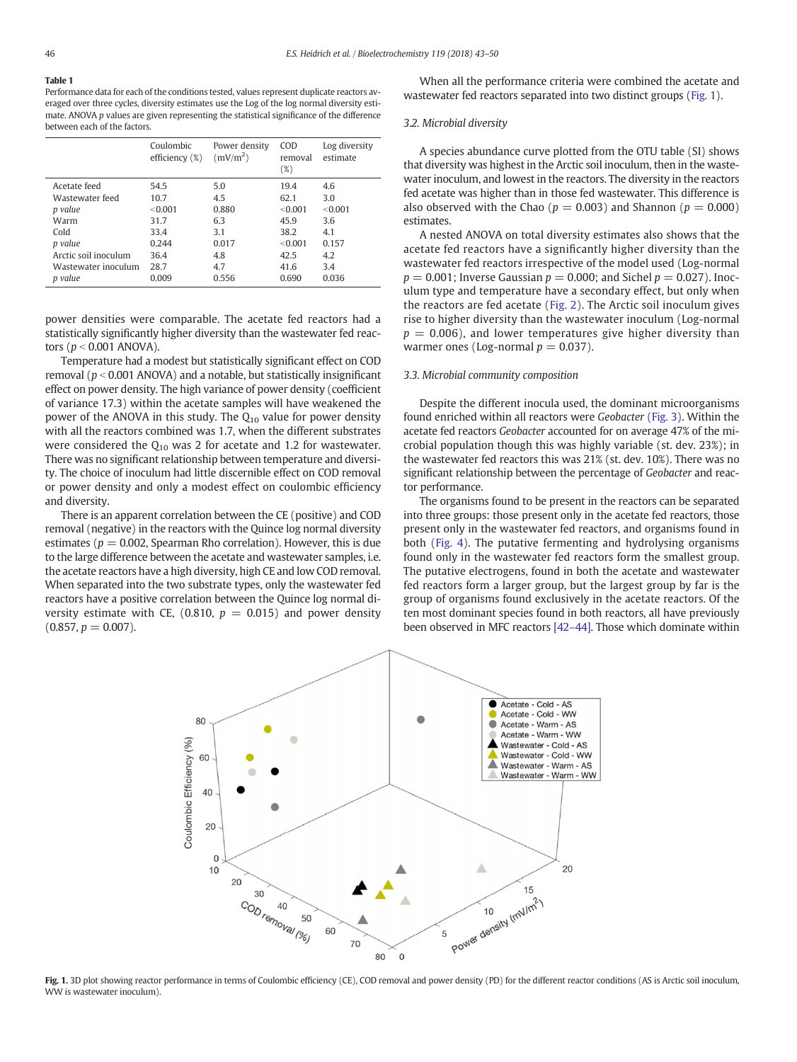**Table 1**
Performance data for each of the conditions tested, values represent duplicate reactors averaged over three cycles, diversity estimates use the Log of the log normal diversity estimate. ANOVA *p* values are given representing the statistical significance of the difference between each of the factors.

| | Coulombic efficiency (%) | Power density (mV/m$^2$) | COD removal (%) | Log diversity estimate |
|---|---|---|---|---|
| Acetate feed | 54.5 | 5.0 | 19.4 | 4.6 |
| Wastewater feed | 10.7 | 4.5 | 62.1 | 3.0 |
| *p value* | <0.001 | 0.880 | <0.001 | <0.001 |
| Warm | 31.7 | 6.3 | 45.9 | 3.6 |
| Cold | 33.4 | 3.1 | 38.2 | 4.1 |
| *p value* | 0.244 | 0.017 | <0.001 | 0.157 |
| Arctic soil inoculum | 36.4 | 4.8 | 42.5 | 4.2 |
| Wastewater inoculum | 28.7 | 4.7 | 41.6 | 3.4 |
| *p value* | 0.009 | 0.556 | 0.690 | 0.036 |

power densities were comparable. The acetate fed reactors had a statistically significantly higher diversity than the wastewater fed reactors ($p < 0.001$ ANOVA).

Temperature had a modest but statistically significant effect on COD removal ($p < 0.001$ ANOVA) and a notable, but statistically insignificant effect on power density. The high variance of power density (coefficient of variance 17.3) within the acetate samples will have weakened the power of the ANOVA in this study. The $Q_{10}$ value for power density with all the reactors combined was 1.7, when the different substrates were considered the $Q_{10}$ was 2 for acetate and 1.2 for wastewater. There was no significant relationship between temperature and diversity. The choice of inoculum had little discernible effect on COD removal or power density and only a modest effect on coulombic efficiency and diversity.

There is an apparent correlation between the CE (positive) and COD removal (negative) in the reactors with the Quince log normal diversity estimates ($p = 0.002$, Spearman Rho correlation). However, this is due to the large difference between the acetate and wastewater samples, i.e. the acetate reactors have a high diversity, high CE and low COD removal. When separated into the two substrate types, only the wastewater fed reactors have a positive correlation between the Quince log normal diversity estimate with CE, (0.810, $p = 0.015$) and power density (0.857, $p = 0.007$).

When all the performance criteria were combined the acetate and wastewater fed reactors separated into two distinct groups (Fig. 1).

### 3.2. Microbial diversity

A species abundance curve plotted from the OTU table (SI) shows that diversity was highest in the Arctic soil inoculum, then in the wastewater inoculum, and lowest in the reactors. The diversity in the reactors fed acetate was higher than in those fed wastewater. This difference is also observed with the Chao ($p = 0.003$) and Shannon ($p = 0.000$) estimates.

A nested ANOVA on total diversity estimates also shows that the acetate fed reactors have a significantly higher diversity than the wastewater fed reactors irrespective of the model used (Log-normal $p = 0.001$; Inverse Gaussian $p = 0.000$; and Sichel $p = 0.027$). Inoculum type and temperature have a secondary effect, but only when the reactors are fed acetate (Fig. 2). The Arctic soil inoculum gives rise to higher diversity than the wastewater inoculum (Log-normal $p = 0.006$), and lower temperatures give higher diversity than warmer ones (Log-normal $p = 0.037$).

### 3.3. Microbial community composition

Despite the different inocula used, the dominant microorganisms found enriched within all reactors were *Geobacter* (Fig. 3). Within the acetate fed reactors *Geobacter* accounted for on average 47% of the microbial population though this was highly variable (st. dev. 23%); in the wastewater fed reactors this was 21% (st. dev. 10%). There was no significant relationship between the percentage of *Geobacter* and reactor performance.

The organisms found to be present in the reactors can be separated into three groups: those present only in the acetate fed reactors, those present only in the wastewater fed reactors, and organisms found in both (Fig. 4). The putative fermenting and hydrolysing organisms found only in the wastewater fed reactors form the smallest group. The putative electrogens, found in both the acetate and wastewater fed reactors form a larger group, but the largest group by far is the group of organisms found exclusively in the acetate reactors. Of the ten most dominant species found in both reactors, all have previously been observed in MFC reactors [42–44]. Those which dominate within

**Fig. 1.** 3D plot showing reactor performance in terms of Coulombic efficiency (CE), COD removal and power density (PD) for the different reactor conditions (AS is Arctic soil inoculum, WW is wastewater inoculum).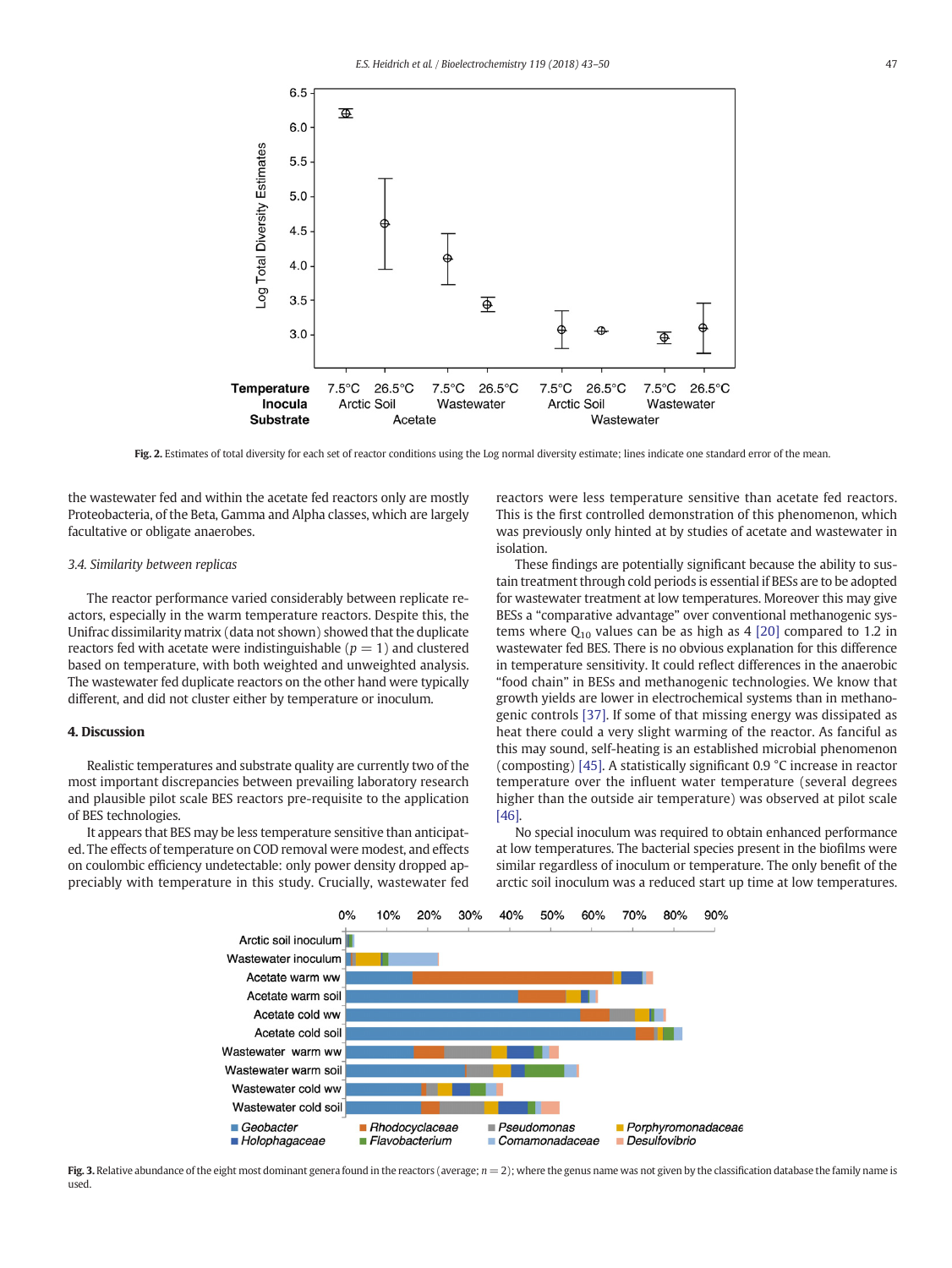Fig. 2. Estimates of total diversity for each set of reactor conditions using the Log normal diversity estimate; lines indicate one standard error of the mean.

the wastewater fed and within the acetate fed reactors only are mostly Proteobacteria, of the Beta, Gamma and Alpha classes, which are largely facultative or obligate anaerobes.

### 3.4. Similarity between replicas

The reactor performance varied considerably between replicate reactors, especially in the warm temperature reactors. Despite this, the Unifrac dissimilarity matrix (data not shown) showed that the duplicate reactors fed with acetate were indistinguishable ($p = 1$) and clustered based on temperature, with both weighted and unweighted analysis. The wastewater fed duplicate reactors on the other hand were typically different, and did not cluster either by temperature or inoculum.

## 4. Discussion

Realistic temperatures and substrate quality are currently two of the most important discrepancies between prevailing laboratory research and plausible pilot scale BES reactors pre-requisite to the application of BES technologies.

It appears that BES may be less temperature sensitive than anticipated. The effects of temperature on COD removal were modest, and effects on coulombic efficiency undetectable: only power density dropped appreciably with temperature in this study. Crucially, wastewater fed reactors were less temperature sensitive than acetate fed reactors. This is the first controlled demonstration of this phenomenon, which was previously only hinted at by studies of acetate and wastewater in isolation.

These findings are potentially significant because the ability to sustain treatment through cold periods is essential if BESs are to be adopted for wastewater treatment at low temperatures. Moreover this may give BESs a "comparative advantage" over conventional methanogenic systems where $Q_{10}$ values can be as high as 4 [20] compared to 1.2 in wastewater fed BES. There is no obvious explanation for this difference in temperature sensitivity. It could reflect differences in the anaerobic "food chain" in BESs and methanogenic technologies. We know that growth yields are lower in electrochemical systems than in methanogenic controls [37]. If some of that missing energy was dissipated as heat there could a very slight warming of the reactor. As fanciful as this may sound, self-heating is an established microbial phenomenon (composting) [45]. A statistically significant 0.9 °C increase in reactor temperature over the influent water temperature (several degrees higher than the outside air temperature) was observed at pilot scale [46].

No special inoculum was required to obtain enhanced performance at low temperatures. The bacterial species present in the biofilms were similar regardless of inoculum or temperature. The only benefit of the arctic soil inoculum was a reduced start up time at low temperatures.

Fig. 3. Relative abundance of the eight most dominant genera found in the reactors (average; $n = 2$); where the genus name was not given by the classification database the family name is used.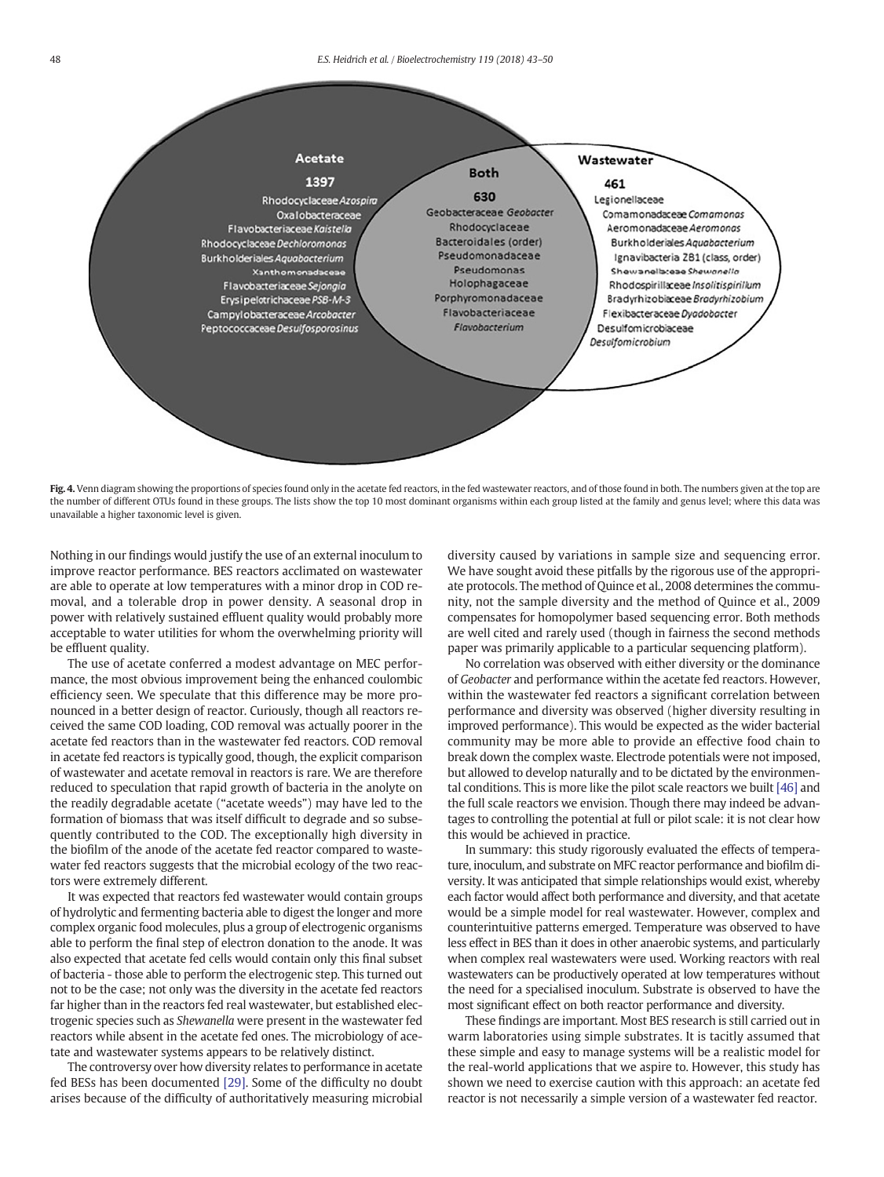Acetate

1397

Rhodocyclaceae *Azospira*
Oxalobacteraceae
Flavobacteriaceae *Kaistella*
Rhodocyclaceae *Dechloromonas*
Burkholderiales *Aquabacterium*
Xanthomonadaceae
Flavobacteriaceae *Sejongia*
Erysipelotrichaceae *PSB-M-3*
Campylobacteraceae *Arcobacter*
Peptococcaceae *Desulfosporosinus*

Both

630

Geobacteraceae *Geobacter*
Rhodocyclaceae
Bacteroidales (order)
Pseudomonadaceae
*Pseudomonas*
Holophagaceae
Porphyromonadaceae
Flavobacteriaceae
*Flavobacterium*

Wastewater

461

Legionellaceae
Comamonadaceae *Comamonas*
Aeromonadaceae *Aeromonas*
Burkholderiales *Aquabacterium*
Ignavibacteria ZB1 (class, order)
Shewanellaceae *Shewanella*
Rhodospirillaceae *Insolitispirillum*
Bradyrhizobiaceae *Bradyrhizobium*
Flexibacteraceae *Dyadobacter*
Desulfomicrobiaceae
*Desulfomicrobium*

**Fig. 4.** Venn diagram showing the proportions of species found only in the acetate fed reactors, in the fed wastewater reactors, and of those found in both. The numbers given at the top are the number of different OTUs found in these groups. The lists show the top 10 most dominant organisms within each group listed at the family and genus level; where this data was unavailable a higher taxonomic level is given.

Nothing in our findings would justify the use of an external inoculum to improve reactor performance. BES reactors acclimated on wastewater are able to operate at low temperatures with a minor drop in COD removal, and a tolerable drop in power density. A seasonal drop in power with relatively sustained effluent quality would probably more acceptable to water utilities for whom the overwhelming priority will be effluent quality.

The use of acetate conferred a modest advantage on MEC performance, the most obvious improvement being the enhanced coulombic efficiency seen. We speculate that this difference may be more pronounced in a better design of reactor. Curiously, though all reactors received the same COD loading, COD removal was actually poorer in the acetate fed reactors than in the wastewater fed reactors. COD removal in acetate fed reactors is typically good, though, the explicit comparison of wastewater and acetate removal in reactors is rare. We are therefore reduced to speculation that rapid growth of bacteria in the anolyte on the readily degradable acetate ("acetate weeds") may have led to the formation of biomass that was itself difficult to degrade and so subsequently contributed to the COD. The exceptionally high diversity in the biofilm of the anode of the acetate fed reactor compared to wastewater fed reactors suggests that the microbial ecology of the two reactors were extremely different.

It was expected that reactors fed wastewater would contain groups of hydrolytic and fermenting bacteria able to digest the longer and more complex organic food molecules, plus a group of electrogenic organisms able to perform the final step of electron donation to the anode. It was also expected that acetate fed cells would contain only this final subset of bacteria - those able to perform the electrogenic step. This turned out not to be the case; not only was the diversity in the acetate fed reactors far higher than in the reactors fed real wastewater, but established electrogenic species such as *Shewanella* were present in the wastewater fed reactors while absent in the acetate fed ones. The microbiology of acetate and wastewater systems appears to be relatively distinct.

The controversy over how diversity relates to performance in acetate fed BESs has been documented [29]. Some of the difficulty no doubt arises because of the difficulty of authoritatively measuring microbial diversity caused by variations in sample size and sequencing error. We have sought avoid these pitfalls by the rigorous use of the appropriate protocols. The method of Quince et al., 2008 determines the community, not the sample diversity and the method of Quince et al., 2009 compensates for homopolymer based sequencing error. Both methods are well cited and rarely used (though in fairness the second methods paper was primarily applicable to a particular sequencing platform).

No correlation was observed with either diversity or the dominance of *Geobacter* and performance within the acetate fed reactors. However, within the wastewater fed reactors a significant correlation between performance and diversity was observed (higher diversity resulting in improved performance). This would be expected as the wider bacterial community may be more able to provide an effective food chain to break down the complex waste. Electrode potentials were not imposed, but allowed to develop naturally and to be dictated by the environmental conditions. This is more like the pilot scale reactors we built [46] and the full scale reactors we envision. Though there may indeed be advantages to controlling the potential at full or pilot scale: it is not clear how this would be achieved in practice.

In summary: this study rigorously evaluated the effects of temperature, inoculum, and substrate on MFC reactor performance and biofilm diversity. It was anticipated that simple relationships would exist, whereby each factor would affect both performance and diversity, and that acetate would be a simple model for real wastewater. However, complex and counterintuitive patterns emerged. Temperature was observed to have less effect in BES than it does in other anaerobic systems, and particularly when complex real wastewaters were used. Working reactors with real wastewaters can be productively operated at low temperatures without the need for a specialised inoculum. Substrate is observed to have the most significant effect on both reactor performance and diversity.

These findings are important. Most BES research is still carried out in warm laboratories using simple substrates. It is tacitly assumed that these simple and easy to manage systems will be a realistic model for the real-world applications that we aspire to. However, this study has shown we need to exercise caution with this approach: an acetate fed reactor is not necessarily a simple version of a wastewater fed reactor.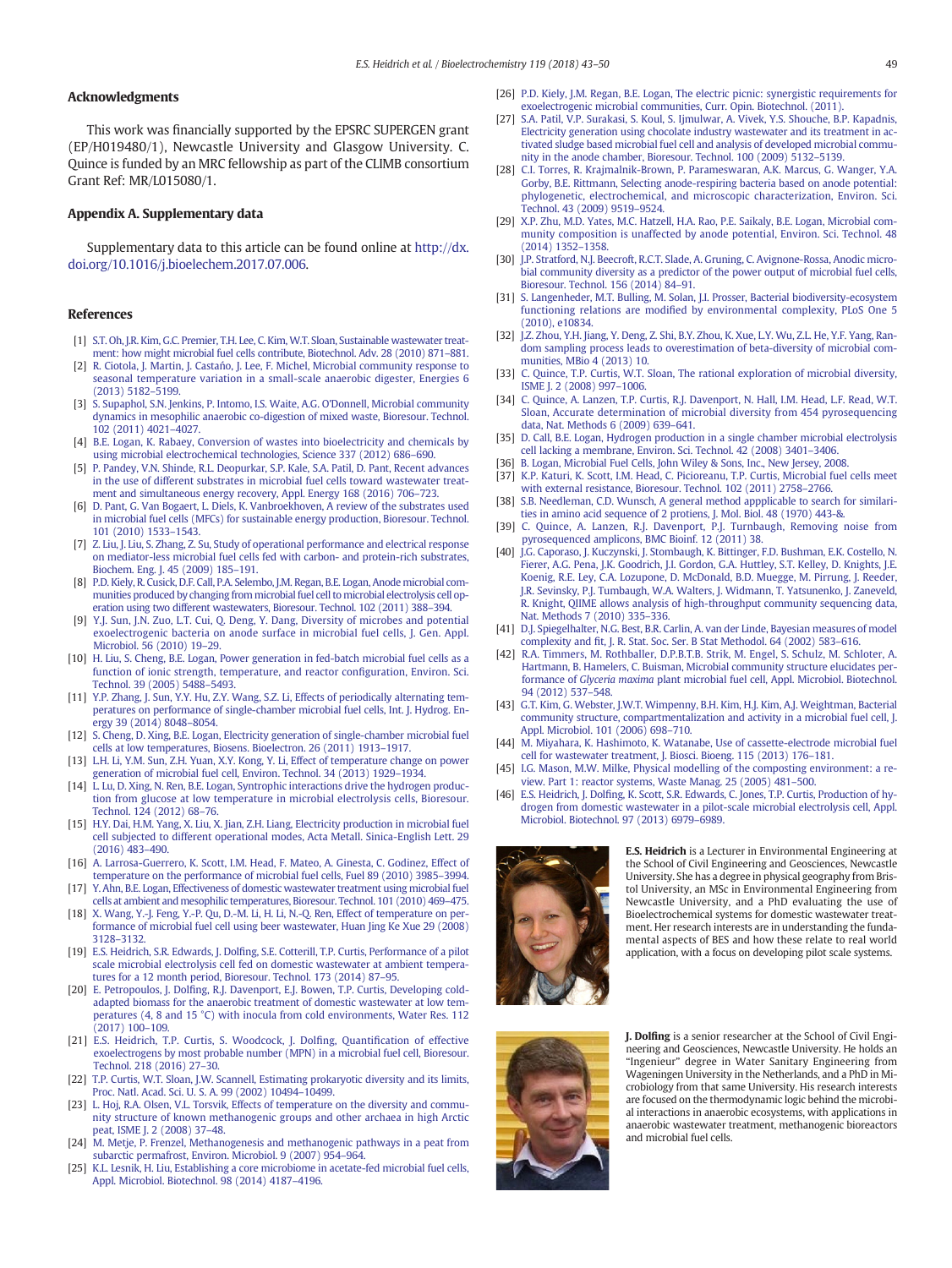## Acknowledgments

This work was financially supported by the EPSRC SUPERGEN grant (EP/H019480/1), Newcastle University and Glasgow University. C. Quince is funded by an MRC fellowship as part of the CLIMB consortium Grant Ref: MR/L015080/1.

## Appendix A. Supplementary data

Supplementary data to this article can be found online at http://dx.doi.org/10.1016/j.bioelechem.2017.07.006.

## References

[1] S.T. Oh, J.R. Kim, G.C. Premier, T.H. Lee, C. Kim, W.T. Sloan, Sustainable wastewater treatment: how might microbial fuel cells contribute, Biotechnol. Adv. 28 (2010) 871–881.

[2] R. Ciotola, J. Martin, J. Castaño, J. Lee, F. Michel, Microbial community response to seasonal temperature variation in a small-scale anaerobic digester, Energies 6 (2013) 5182–5199.

[3] S. Supaphol, S.N. Jenkins, P. Intomo, I.S. Waite, A.G. O'Donnell, Microbial community dynamics in mesophilic anaerobic co-digestion of mixed waste, Bioresour. Technol. 102 (2011) 4021–4027.

[4] B.E. Logan, K. Rabaey, Conversion of wastes into bioelectricity and chemicals by using microbial electrochemical technologies, Science 337 (2012) 686–690.

[5] P. Pandey, V.N. Shinde, R.L. Deopurkar, S.P. Kale, S.A. Patil, D. Pant, Recent advances in the use of different substrates in microbial fuel cells toward wastewater treatment and simultaneous energy recovery, Appl. Energy 168 (2016) 706–723.

[6] D. Pant, G. Van Bogaert, L. Diels, K. Vanbroekhoven, A review of the substrates used in microbial fuel cells (MFCs) for sustainable energy production, Bioresour. Technol. 101 (2010) 1533–1543.

[7] Z. Liu, J. Liu, S. Zhang, Z. Su, Study of operational performance and electrical response on mediator-less microbial fuel cells fed with carbon- and protein-rich substrates, Biochem. Eng. J. 45 (2009) 185–191.

[8] P.D. Kiely, R. Cusick, D.F. Call, P.A. Selembo, J.M. Regan, B.E. Logan, Anode microbial communities produced by changing from microbial fuel cell to microbial electrolysis cell operation using two different wastewaters, Bioresour. Technol. 102 (2011) 388–394.

[9] Y.J. Sun, J.N. Zuo, L.T. Cui, Q. Deng, Y. Dang, Diversity of microbes and potential exoelectrogenic bacteria on anode surface in microbial fuel cells, J. Gen. Appl. Microbiol. 56 (2010) 19–29.

[10] H. Liu, S. Cheng, B.E. Logan, Power generation in fed-batch microbial fuel cells as a function of ionic strength, temperature, and reactor configuration, Environ. Sci. Technol. 39 (2005) 5488–5493.

[11] Y.P. Zhang, J. Sun, Y.Y. Hu, Z.Y. Wang, S.Z. Li, Effects of periodically alternating temperatures on performance of single-chamber microbial fuel cells, Int. J. Hydrog. Energy 39 (2014) 8048–8054.

[12] S. Cheng, D. Xing, B.E. Logan, Electricity generation of single-chamber microbial fuel cells at low temperatures, Biosens. Bioelectron. 26 (2011) 1913–1917.

[13] L.H. Li, Y.M. Sun, Z.H. Yuan, X.Y. Kong, Y. Li, Effect of temperature change on power generation of microbial fuel cell, Environ. Technol. 34 (2013) 1929–1934.

[14] L. Lu, D. Xing, N. Ren, B.E. Logan, Syntrophic interactions drive the hydrogen production from glucose at low temperature in microbial electrolysis cells, Bioresour. Technol. 124 (2012) 68–76.

[15] H.Y. Dai, H.M. Yang, X. Liu, X. Jian, Z.H. Liang, Electricity production in microbial fuel cell subjected to different operational modes, Acta Metall. Sinica-English Lett. 29 (2016) 483–490.

[16] A. Larrosa-Guerrero, K. Scott, I.M. Head, F. Mateo, A. Ginesta, C. Godinez, Effect of temperature on the performance of microbial fuel cells, Fuel 89 (2010) 3985–3994.

[17] Y. Ahn, B.E. Logan, Effectiveness of domestic wastewater treatment using microbial fuel cells at ambient and mesophilic temperatures, Bioresour. Technol. 101 (2010) 469–475.

[18] X. Wang, Y.-J. Feng, Y.-P. Qu, D.-M. Li, H. Li, N.-Q. Ren, Effect of temperature on performance of microbial fuel cell using beer wastewater, Huan Jing Ke Xue 29 (2008) 3128–3132.

[19] E.S. Heidrich, S.R. Edwards, J. Dolfing, S.E. Cotterill, T.P. Curtis, Performance of a pilot scale microbial electrolysis cell fed on domestic wastewater at ambient temperatures for a 12 month period, Bioresour. Technol. 173 (2014) 87–95.

[20] E. Petropoulos, J. Dolfing, R.J. Davenport, E.J. Bowen, T.P. Curtis, Developing cold-adapted biomass for the anaerobic treatment of domestic wastewater at low temperatures (4, 8 and 15 °C) with inocula from cold environments, Water Res. 112 (2017) 100–109.

[21] E.S. Heidrich, T.P. Curtis, S. Woodcock, J. Dolfing, Quantification of effective exoelectrogens by most probable number (MPN) in a microbial fuel cell, Bioresour. Technol. 218 (2016) 27–30.

[22] T.P. Curtis, W.T. Sloan, J.W. Scannell, Estimating prokaryotic diversity and its limits, Proc. Natl. Acad. Sci. U. S. A. 99 (2002) 10494–10499.

[23] L. Hoj, R.A. Olsen, V.L. Torsvik, Effects of temperature on the diversity and community structure of known methanogenic groups and other archaea in high Arctic peat, ISME J. 2 (2008) 37–48.

[24] M. Metje, P. Frenzel, Methanogenesis and methanogenic pathways in a peat from subarctic permafrost, Environ. Microbiol. 9 (2007) 954–964.

[25] K.L. Lesnik, H. Liu, Establishing a core microbiome in acetate-fed microbial fuel cells, Appl. Microbiol. Biotechnol. 98 (2014) 4187–4196.

[26] P.D. Kiely, J.M. Regan, B.E. Logan, The electric picnic: synergistic requirements for exoelectrogenic microbial communities, Curr. Opin. Biotechnol. (2011).

[27] S.A. Patil, V.P. Surakasi, S. Koul, S. Ijmulwar, A. Vivek, Y.S. Shouche, B.P. Kapadnis, Electricity generation using chocolate industry wastewater and its treatment in activated sludge based microbial fuel cell and analysis of developed microbial community in the anode chamber, Bioresour. Technol. 100 (2009) 5132–5139.

[28] C.I. Torres, R. Krajmalnik-Brown, P. Parameswaran, A.K. Marcus, G. Wanger, Y.A. Gorby, B.E. Rittmann, Selecting anode-respiring bacteria based on anode potential: phylogenetic, electrochemical, and microscopic characterization, Environ. Sci. Technol. 43 (2009) 9519–9524.

[29] X.P. Zhu, M.D. Yates, M.C. Hatzell, H.A. Rao, P.E. Saikaly, B.E. Logan, Microbial community composition is unaffected by anode potential, Environ. Sci. Technol. 48 (2014) 1352–1358.

[30] J.P. Stratford, N.J. Beecroft, R.C.T. Slade, A. Gruning, C. Avignone-Rossa, Anodic microbial community diversity as a predictor of the power output of microbial fuel cells, Bioresour. Technol. 156 (2014) 84–91.

[31] S. Langenheder, M.T. Bulling, M. Solan, J.I. Prosser, Bacterial biodiversity-ecosystem functioning relations are modified by environmental complexity, PLoS One 5 (2010), e10834.

[32] J.Z. Zhou, Y.H. Jiang, Y. Deng, Z. Shi, B.Y. Zhou, K. Xue, L.Y. Wu, Z.L. He, Y.F. Yang, Random sampling process leads to overestimation of beta-diversity of microbial communities, MBio 4 (2013) 10.

[33] C. Quince, T.P. Curtis, W.T. Sloan, The rational exploration of microbial diversity, ISME J. 2 (2008) 997–1006.

[34] C. Quince, A. Lanzen, T.P. Curtis, R.J. Davenport, N. Hall, I.M. Head, L.F. Read, W.T. Sloan, Accurate determination of microbial diversity from 454 pyrosequencing data, Nat. Methods 6 (2009) 639–641.

[35] D. Call, B.E. Logan, Hydrogen production in a single chamber microbial electrolysis cell lacking a membrane, Environ. Sci. Technol. 42 (2008) 3401–3406.

[36] B. Logan, Microbial Fuel Cells, John Wiley & Sons, Inc., New Jersey, 2008.

[37] K.P. Katuri, K. Scott, I.M. Head, C. Picioreanu, T.P. Curtis, Microbial fuel cells meet with external resistance, Bioresour. Technol. 102 (2011) 2758–2766.

[38] S.B. Needleman, C.D. Wunsch, A general method appplicable to search for similarities in amino acid sequence of 2 proteins, J. Mol. Biol. 48 (1970) 443-&.

[39] C. Quince, A. Lanzen, R.J. Davenport, P.J. Turnbaugh, Removing noise from pyrosequenced amplicons, BMC Bioinf. 12 (2011) 38.

[40] J.G. Caporaso, J. Kuczynski, J. Stombaugh, K. Bittinger, F.D. Bushman, E.K. Costello, N. Fierer, A.G. Pena, J.K. Goodrich, J.I. Gordon, G.A. Huttley, S.T. Kelley, D. Knights, J.E. Koenig, R.E. Ley, C.A. Lozupone, D. McDonald, B.D. Muegge, M. Pirrung, J. Reeder, J.R. Sevinsky, P.J. Tumbaugh, W.A. Walters, J. Widmann, T. Yatsunenko, J. Zaneveld, R. Knight, QIIME allows analysis of high-throughput community sequencing data, Nat. Methods 7 (2010) 335–336.

[41] D.J. Spiegelhalter, N.G. Best, B.R. Carlin, A. van der Linde, Bayesian measures of model complexity and fit, J. R. Stat. Soc. Ser. B Stat Methodol. 64 (2002) 583–616.

[42] R.A. Timmers, M. Rothballer, D.P.B.T.B. Strik, M. Engel, S. Schulz, M. Schloter, A. Hartmann, B. Hamelers, C. Buisman, Microbial community structure elucidates performance of *Glyceria maxima* plant microbial fuel cell, Appl. Microbiol. Biotechnol. 94 (2012) 537–548.

[43] G.T. Kim, G. Webster, J.W.T. Wimpenny, B.H. Kim, H.J. Kim, A.J. Weightman, Bacterial community structure, compartmentalization and activity in a microbial fuel cell, J. Appl. Microbiol. 101 (2006) 698–710.

[44] M. Miyahara, K. Hashimoto, K. Watanabe, Use of cassette-electrode microbial fuel cell for wastewater treatment, J. Biosci. Bioeng. 115 (2013) 176–181.

[45] I.G. Mason, M.W. Milke, Physical modelling of the composting environment: a review. Part 1: reactor systems, Waste Manag. 25 (2005) 481–500.

[46] E.S. Heidrich, J. Dolfing, K. Scott, S.R. Edwards, C. Jones, T.P. Curtis, Production of hydrogen from domestic wastewater in a pilot-scale microbial electrolysis cell, Appl. Microbiol. Biotechnol. 97 (2013) 6979–6989.

**E.S. Heidrich** is a Lecturer in Environmental Engineering at the School of Civil Engineering and Geosciences, Newcastle University. She has a degree in physical geography from Bristol University, an MSc in Environmental Engineering from Newcastle University, and a PhD evaluating the use of Bioelectrochemical systems for domestic wastewater treatment. Her research interests are in understanding the fundamental aspects of BES and how these relate to real world application, with a focus on developing pilot scale systems.

**J. Dolfing** is a senior researcher at the School of Civil Engineering and Geosciences, Newcastle University. He holds an "Ingenieur" degree in Water Sanitary Engineering from Wageningen University in the Netherlands, and a PhD in Microbiology from that same University. His research interests are focused on the thermodynamic logic behind the microbial interactions in anaerobic ecosystems, with applications in anaerobic wastewater treatment, methanogenic bioreactors and microbial fuel cells.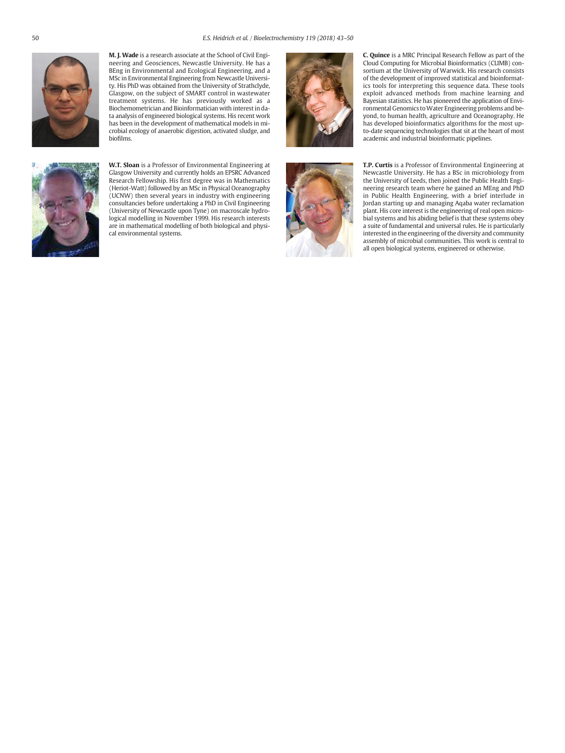**M. J. Wade** is a research associate at the School of Civil Engineering and Geosciences, Newcastle University. He has a BEng in Environmental and Ecological Engineering, and a MSc in Environmental Engineering from Newcastle University. His PhD was obtained from the University of Strathclyde, Glasgow, on the subject of SMART control in wastewater treatment systems. He has previously worked as a Biochemometrician and Bioinformatician with interest in data analysis of engineered biological systems. His recent work has been in the development of mathematical models in microbial ecology of anaerobic digestion, activated sludge, and biofilms.

**W.T. Sloan** is a Professor of Environmental Engineering at Glasgow University and currently holds an EPSRC Advanced Research Fellowship. His first degree was in Mathematics (Heriot-Watt) followed by an MSc in Physical Oceanography (UCNW) then several years in industry with engineering consultancies before undertaking a PhD in Civil Engineering (University of Newcastle upon Tyne) on macroscale hydrological modelling in November 1999. His research interests are in mathematical modelling of both biological and physical environmental systems.

**C. Quince** is a MRC Principal Research Fellow as part of the Cloud Computing for Microbial Bioinformatics (CLIMB) consortium at the University of Warwick. His research consists of the development of improved statistical and bioinformatics tools for interpreting this sequence data. These tools exploit advanced methods from machine learning and Bayesian statistics. He has pioneered the application of Environmental Genomics to Water Engineering problems and beyond, to human health, agriculture and Oceanography. He has developed bioinformatics algorithms for the most up-to-date sequencing technologies that sit at the heart of most academic and industrial bioinformatic pipelines.

**T.P. Curtis** is a Professor of Environmental Engineering at Newcastle University. He has a BSc in microbiology from the University of Leeds, then joined the Public Health Engineering research team where he gained an MEng and PhD in Public Health Engineering, with a brief interlude in Jordan starting up and managing Aqaba water reclamation plant. His core interest is the engineering of real open microbial systems and his abiding belief is that these systems obey a suite of fundamental and universal rules. He is particularly interested in the engineering of the diversity and community assembly of microbial communities. This work is central to all open biological systems, engineered or otherwise.